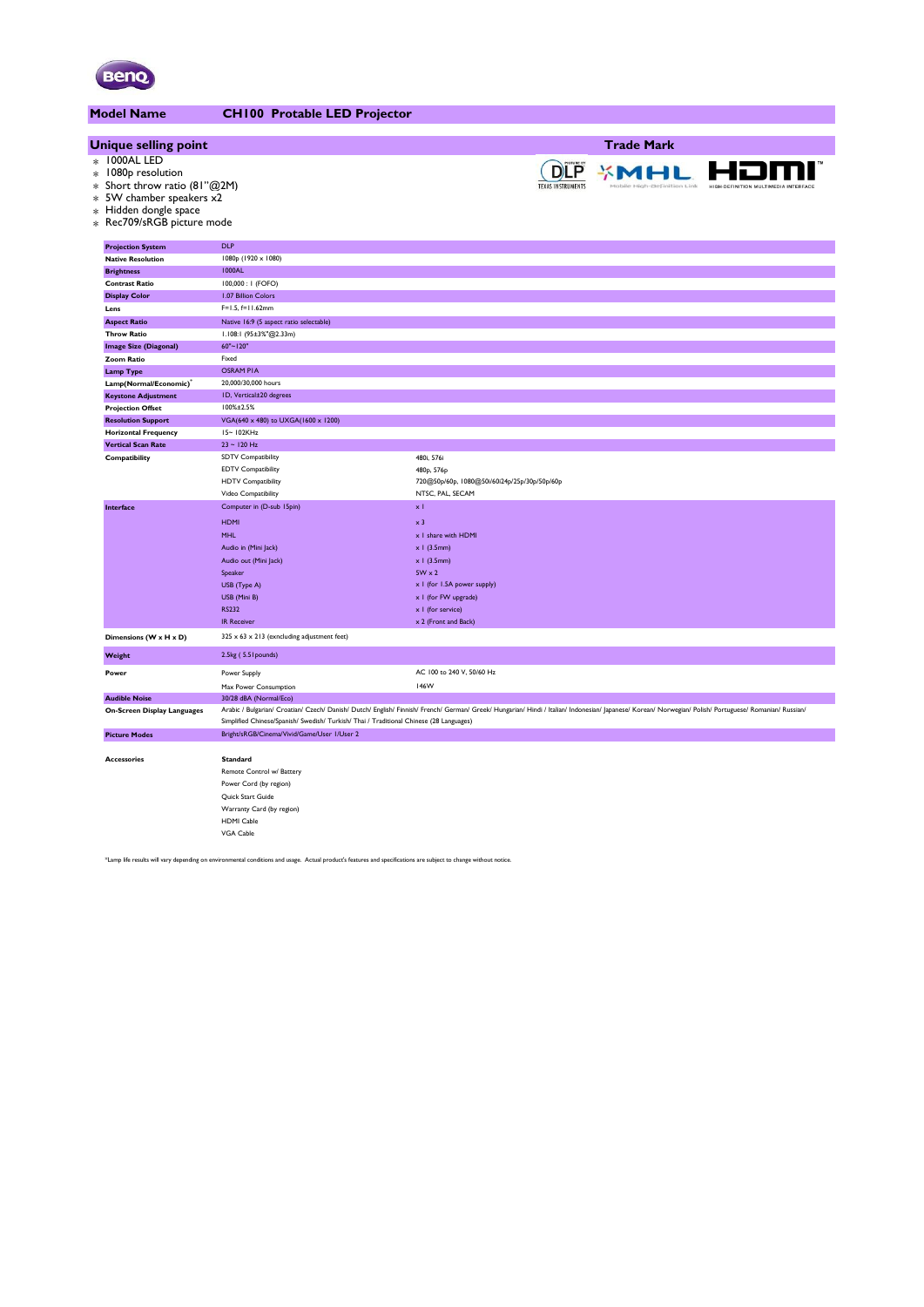BenQ

## Model Name — CH100 Protable LED Projector

## Unique selling point

- 1000AL LED
- 1080p resolution
- Short throw ratio (81"@2M)
- 5W chamber speakers x2
- Hidden dongle space
- Rec709/sRGB picture mode

## Trade Mark

DLP Texas Instruments, MHL Mobile High-Definition Link, HDMI High-Definition Multimedia Interface

| | | |
|---|---|---|
| **Projection System** | DLP | |
| **Native Resolution** | 1080p (1920 x 1080) | |
| **Brightness** | 1000AL | |
| **Contrast Ratio** | 100,000 : 1 (FOFO) | |
| **Display Color** | 1.07 Billion Colors | |
| **Lens** | F=1.5, f=11.62mm | |
| **Aspect Ratio** | Native 16:9 (5 aspect ratio selectable) | |
| **Throw Ratio** | 1.108:1 (95±3%"@2.33m) | |
| **Image Size (Diagonal)** | 60"~120" | |
| **Zoom Ratio** | Fixed | |
| **Lamp Type** | OSRAM P1A | |
| **Lamp(Normal/Economic)*** | 20,000/30,000 hours | |
| **Keystone Adjustment** | 1D, Vertical±20 degrees | |
| **Projection Offset** | 100%±2.5% | |
| **Resolution Support** | VGA(640 x 480) to UXGA(1600 x 1200) | |
| **Horizontal Frequency** | 15~ 102KHz | |
| **Vertical Scan Rate** | 23 ~ 120 Hz | |
| **Compatibility** | SDTV Compatibility | 480i, 576i |
| | EDTV Compatibility | 480p, 576p |
| | HDTV Compatibility | 720@50p/60p, 1080@50i/60i24p/25p/30p/50p/60p |
| | Video Compatibility | NTSC, PAL, SECAM |
| **Interface** | Computer in (D-sub 15pin) | x 1 |
| | HDMI | x 3 |
| | MHL | x 1 share with HDMI |
| | Audio in (Mini Jack) | x 1 (3.5mm) |
| | Audio out (Mini Jack) | x 1 (3.5mm) |
| | Speaker | 5W x 2 |
| | USB (Type A) | x 1 (for 1.5A power supply) |
| | USB (Mini B) | x 1 (for FW upgrade) |
| | RS232 | x 1 (for service) |
| | IR Receiver | x 2 (Front and Back) |
| **Dimensions (W x H x D)** | 325 x 63 x 213 (exncluding adjustment feet) | |
| **Weight** | 2.5kg ( 5.51pounds) | |
| **Power** | Power Supply | AC 100 to 240 V, 50/60 Hz |
| | Max Power Consumption | 146W |
| **Audible Noise** | 30/28 dBA (Normal/Eco) | |
| **On-Screen Display Languages** | Arabic / Bulgarian/ Croatian/ Czech/ Danish/ Dutch/ English/ Finnish/ French/ German/ Greek/ Hungarian/ Hindi / Italian/ Indonesian/ Japanese/ Korean/ Norwegian/ Polish/ Portuguese/ Romanian/ Russian/ Simplified Chinese/Spanish/ Swedish/ Turkish/ Thai / Traditional Chinese (28 Languages) | |
| **Picture Modes** | Bright/sRGB/Cinema/Vivid/Game/User 1/User 2 | |
| **Accessories** | **Standard** | |
| | Remote Control w/ Battery | |
| | Power Cord (by region) | |
| | Quick Start Guide | |
| | Warranty Card (by region) | |
| | HDMI Cable | |
| | VGA Cable | |

*Lamp life results will vary depending on environmental conditions and usage. Actual product's features and specifications are subject to change without notice.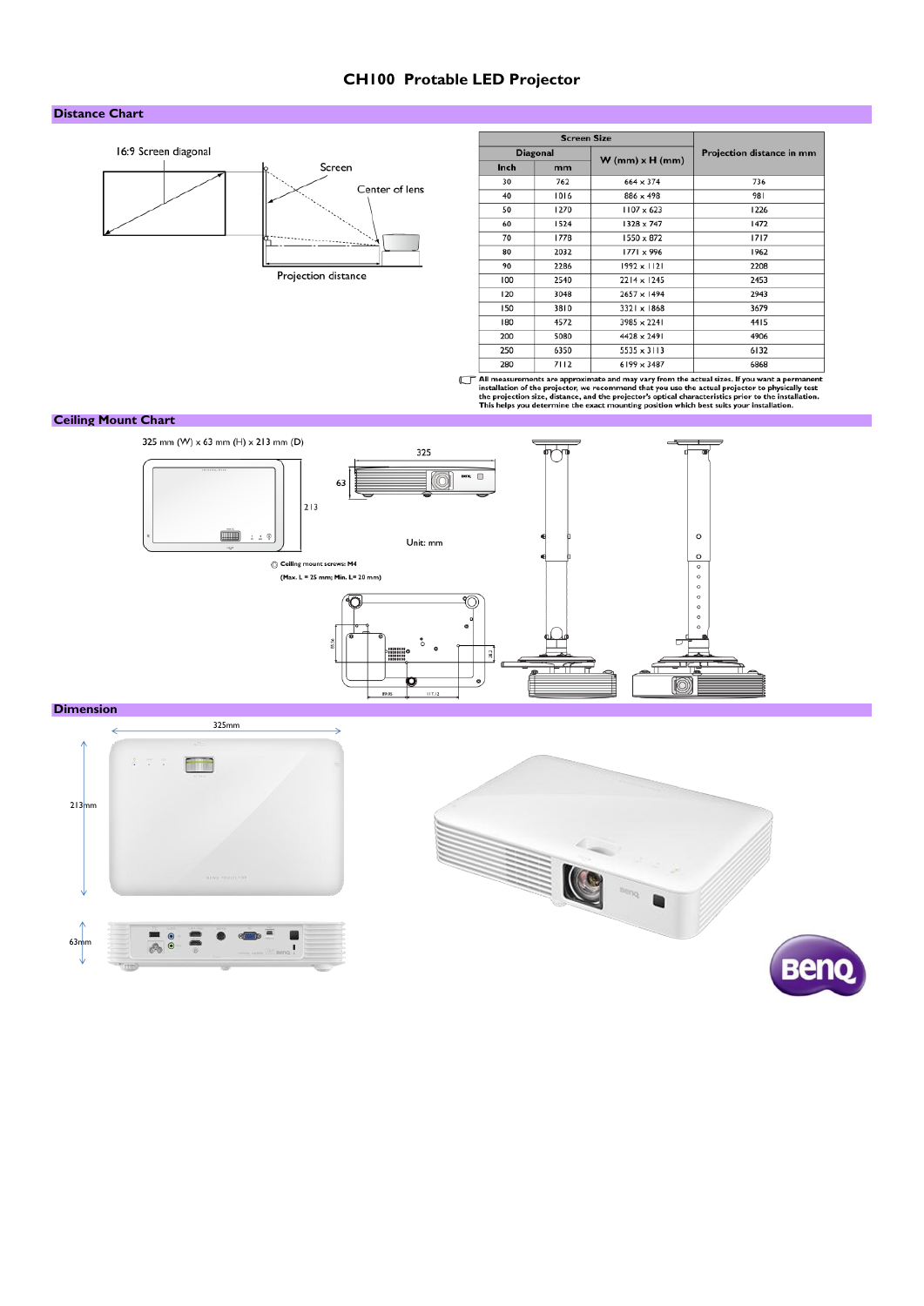# CH100 Protable LED Projector

## Distance Chart

16:9 Screen diagonal

Screen

Center of lens

Projection distance

| Screen Size | | | Projection distance in mm |
|---|---|---|---|
| Diagonal | | W (mm) x H (mm) | |
| Inch | mm | | |
| 30 | 762 | 664 x 374 | 736 |
| 40 | 1016 | 886 x 498 | 981 |
| 50 | 1270 | 1107 x 623 | 1226 |
| 60 | 1524 | 1328 x 747 | 1472 |
| 70 | 1778 | 1550 x 872 | 1717 |
| 80 | 2032 | 1771 x 996 | 1962 |
| 90 | 2286 | 1992 x 1121 | 2208 |
| 100 | 2540 | 2214 x 1245 | 2453 |
| 120 | 3048 | 2657 x 1494 | 2943 |
| 150 | 3810 | 3321 x 1868 | 3679 |
| 180 | 4572 | 3985 x 2241 | 4415 |
| 200 | 5080 | 4428 x 2491 | 4906 |
| 250 | 6350 | 5535 x 3113 | 6132 |
| 280 | 7112 | 6199 x 3487 | 6868 |

All measurements are approximate and may vary from the actual sizes. If you want a permanent installation of the projector, we recommend that you use the actual projector to physically test the projection size, distance, and the projector's optical characteristics prior to the installation. This helps you determine the exact mounting position which best suits your installation.

## Ceiling Mount Chart

325 mm (W) x 63 mm (H) x 213 mm (D)

325

63

213

Unit: mm

Ceiling mount screws: M4

(Max. L = 25 mm; Min. L= 20 mm)

## Dimension

325mm

213mm

63mm